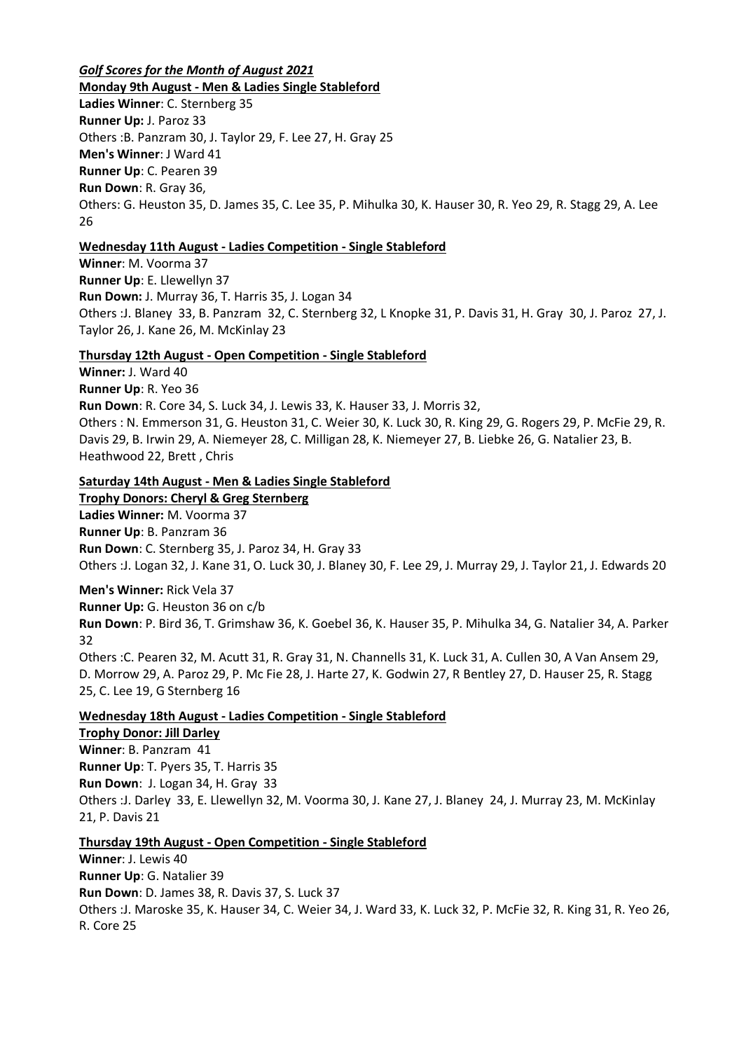***Golf Scores for the Month of August 2021***

**Monday 9th August - Men & Ladies Single Stableford**

**Ladies Winner**: C. Sternberg 35
**Runner Up:** J. Paroz 33
Others :B. Panzram 30, J. Taylor 29, F. Lee 27, H. Gray 25
**Men's Winner**: J Ward 41
**Runner Up**: C. Pearen 39
**Run Down**: R. Gray 36,
Others: G. Heuston 35, D. James 35, C. Lee 35, P. Mihulka 30, K. Hauser 30, R. Yeo 29, R. Stagg 29, A. Lee 26

**Wednesday 11th August - Ladies Competition - Single Stableford**

**Winner**: M. Voorma 37
**Runner Up**: E. Llewellyn 37
**Run Down:** J. Murray 36, T. Harris 35, J. Logan 34
Others :J. Blaney 33, B. Panzram 32, C. Sternberg 32, L Knopke 31, P. Davis 31, H. Gray 30, J. Paroz 27, J. Taylor 26, J. Kane 26, M. McKinlay 23

**Thursday 12th August - Open Competition - Single Stableford**

**Winner:** J. Ward 40
**Runner Up**: R. Yeo 36
**Run Down**: R. Core 34, S. Luck 34, J. Lewis 33, K. Hauser 33, J. Morris 32,
Others : N. Emmerson 31, G. Heuston 31, C. Weier 30, K. Luck 30, R. King 29, G. Rogers 29, P. McFie 29, R. Davis 29, B. Irwin 29, A. Niemeyer 28, C. Milligan 28, K. Niemeyer 27, B. Liebke 26, G. Natalier 23, B. Heathwood 22, Brett , Chris

**Saturday 14th August - Men & Ladies Single Stableford**

**Trophy Donors: Cheryl & Greg Sternberg**

**Ladies Winner:** M. Voorma 37
**Runner Up**: B. Panzram 36
**Run Down**: C. Sternberg 35, J. Paroz 34, H. Gray 33
Others :J. Logan 32, J. Kane 31, O. Luck 30, J. Blaney 30, F. Lee 29, J. Murray 29, J. Taylor 21, J. Edwards 20

**Men's Winner:** Rick Vela 37
**Runner Up:** G. Heuston 36 on c/b
**Run Down**: P. Bird 36, T. Grimshaw 36, K. Goebel 36, K. Hauser 35, P. Mihulka 34, G. Natalier 34, A. Parker 32
Others :C. Pearen 32, M. Acutt 31, R. Gray 31, N. Channells 31, K. Luck 31, A. Cullen 30, A Van Ansem 29, D. Morrow 29, A. Paroz 29, P. Mc Fie 28, J. Harte 27, K. Godwin 27, R Bentley 27, D. Hauser 25, R. Stagg 25, C. Lee 19, G Sternberg 16

**Wednesday 18th August - Ladies Competition - Single Stableford**

**Trophy Donor: Jill Darley**

**Winner**: B. Panzram 41
**Runner Up**: T. Pyers 35, T. Harris 35
**Run Down**: J. Logan 34, H. Gray 33
Others :J. Darley 33, E. Llewellyn 32, M. Voorma 30, J. Kane 27, J. Blaney 24, J. Murray 23, M. McKinlay 21, P. Davis 21

**Thursday 19th August - Open Competition - Single Stableford**

**Winner**: J. Lewis 40
**Runner Up**: G. Natalier 39
**Run Down**: D. James 38, R. Davis 37, S. Luck 37
Others :J. Maroske 35, K. Hauser 34, C. Weier 34, J. Ward 33, K. Luck 32, P. McFie 32, R. King 31, R. Yeo 26, R. Core 25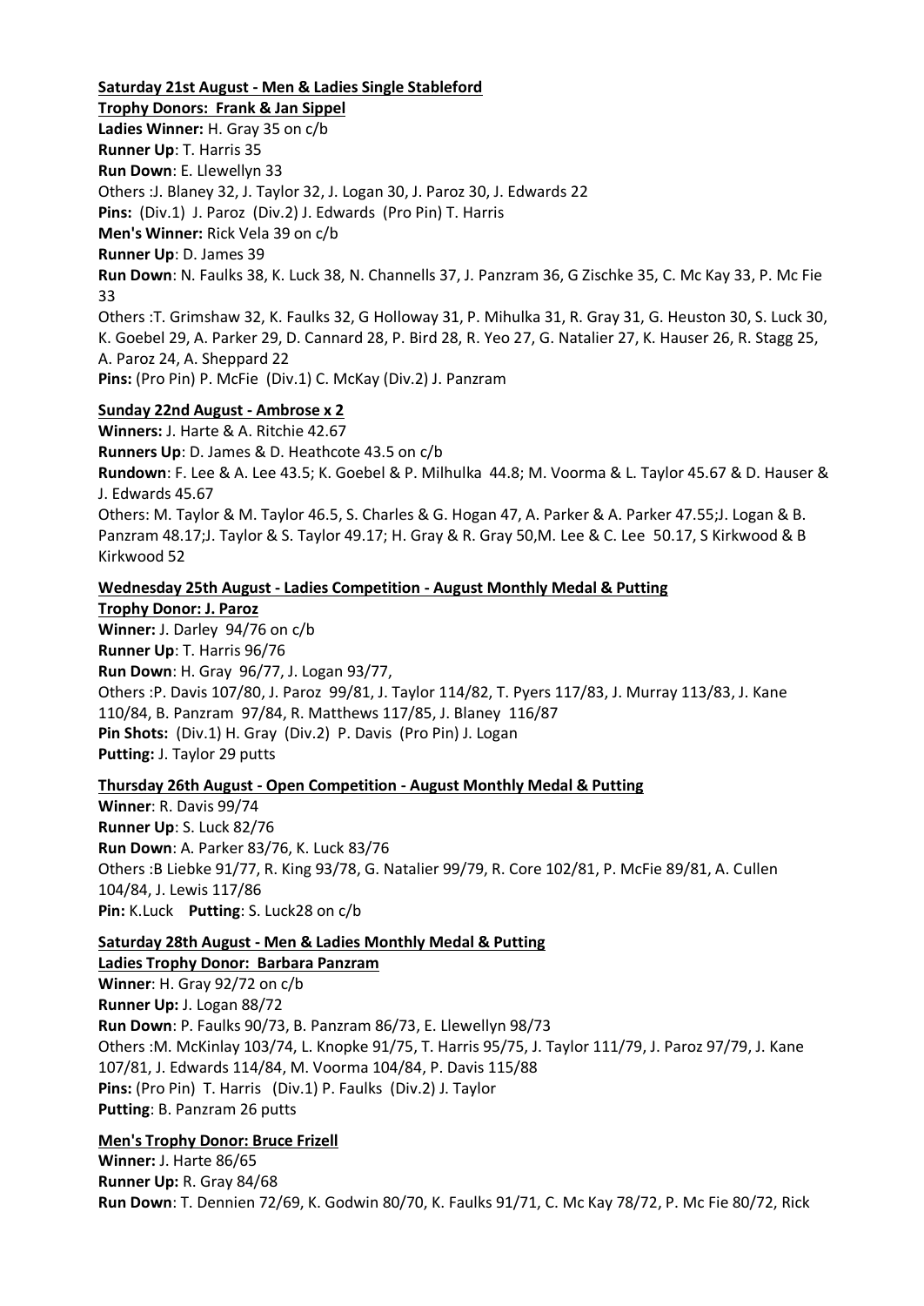**Saturday 21st August - Men & Ladies Single Stableford**

**Trophy Donors: Frank & Jan Sippel**

**Ladies Winner:** H. Gray 35 on c/b

**Runner Up**: T. Harris 35

**Run Down**: E. Llewellyn 33

Others :J. Blaney 32, J. Taylor 32, J. Logan 30, J. Paroz 30, J. Edwards 22

**Pins:** (Div.1) J. Paroz (Div.2) J. Edwards (Pro Pin) T. Harris

**Men's Winner:** Rick Vela 39 on c/b

**Runner Up**: D. James 39

**Run Down**: N. Faulks 38, K. Luck 38, N. Channells 37, J. Panzram 36, G Zischke 35, C. Mc Kay 33, P. Mc Fie 33

Others :T. Grimshaw 32, K. Faulks 32, G Holloway 31, P. Mihulka 31, R. Gray 31, G. Heuston 30, S. Luck 30, K. Goebel 29, A. Parker 29, D. Cannard 28, P. Bird 28, R. Yeo 27, G. Natalier 27, K. Hauser 26, R. Stagg 25, A. Paroz 24, A. Sheppard 22

**Pins:** (Pro Pin) P. McFie (Div.1) C. McKay (Div.2) J. Panzram

**Sunday 22nd August - Ambrose x 2**

**Winners:** J. Harte & A. Ritchie 42.67

**Runners Up**: D. James & D. Heathcote 43.5 on c/b

**Rundown**: F. Lee & A. Lee 43.5; K. Goebel & P. Milhulka 44.8; M. Voorma & L. Taylor 45.67 & D. Hauser & J. Edwards 45.67

Others: M. Taylor & M. Taylor 46.5, S. Charles & G. Hogan 47, A. Parker & A. Parker 47.55;J. Logan & B. Panzram 48.17;J. Taylor & S. Taylor 49.17; H. Gray & R. Gray 50,M. Lee & C. Lee 50.17, S Kirkwood & B Kirkwood 52

**Wednesday 25th August - Ladies Competition - August Monthly Medal & Putting**

**Trophy Donor: J. Paroz**

**Winner:** J. Darley 94/76 on c/b

**Runner Up**: T. Harris 96/76

**Run Down**: H. Gray 96/77, J. Logan 93/77,

Others :P. Davis 107/80, J. Paroz 99/81, J. Taylor 114/82, T. Pyers 117/83, J. Murray 113/83, J. Kane 110/84, B. Panzram 97/84, R. Matthews 117/85, J. Blaney 116/87

**Pin Shots:** (Div.1) H. Gray (Div.2) P. Davis (Pro Pin) J. Logan

**Putting:** J. Taylor 29 putts

**Thursday 26th August - Open Competition - August Monthly Medal & Putting**

**Winner**: R. Davis 99/74

**Runner Up**: S. Luck 82/76

**Run Down**: A. Parker 83/76, K. Luck 83/76

Others :B Liebke 91/77, R. King 93/78, G. Natalier 99/79, R. Core 102/81, P. McFie 89/81, A. Cullen 104/84, J. Lewis 117/86

**Pin:** K.Luck **Putting**: S. Luck28 on c/b

**Saturday 28th August - Men & Ladies Monthly Medal & Putting**

**Ladies Trophy Donor: Barbara Panzram**

**Winner**: H. Gray 92/72 on c/b

**Runner Up:** J. Logan 88/72

**Run Down**: P. Faulks 90/73, B. Panzram 86/73, E. Llewellyn 98/73

Others :M. McKinlay 103/74, L. Knopke 91/75, T. Harris 95/75, J. Taylor 111/79, J. Paroz 97/79, J. Kane 107/81, J. Edwards 114/84, M. Voorma 104/84, P. Davis 115/88

**Pins:** (Pro Pin) T. Harris (Div.1) P. Faulks (Div.2) J. Taylor

**Putting**: B. Panzram 26 putts

**Men's Trophy Donor: Bruce Frizell**

**Winner:** J. Harte 86/65

**Runner Up:** R. Gray 84/68

**Run Down**: T. Dennien 72/69, K. Godwin 80/70, K. Faulks 91/71, C. Mc Kay 78/72, P. Mc Fie 80/72, Rick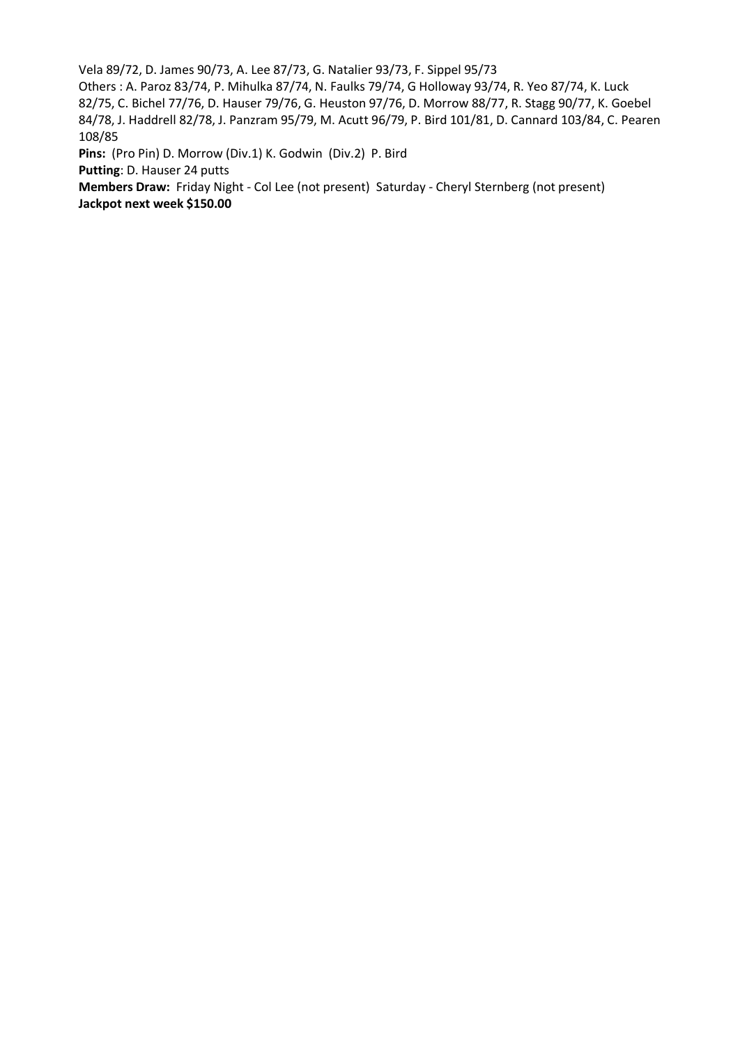Vela 89/72, D. James 90/73, A. Lee 87/73, G. Natalier 93/73, F. Sippel 95/73

Others : A. Paroz 83/74, P. Mihulka 87/74, N. Faulks 79/74, G Holloway 93/74, R. Yeo 87/74, K. Luck 82/75, C. Bichel 77/76, D. Hauser 79/76, G. Heuston 97/76, D. Morrow 88/77, R. Stagg 90/77, K. Goebel 84/78, J. Haddrell 82/78, J. Panzram 95/79, M. Acutt 96/79, P. Bird 101/81, D. Cannard 103/84, C. Pearen 108/85

**Pins:** (Pro Pin) D. Morrow (Div.1) K. Godwin (Div.2) P. Bird

**Putting**: D. Hauser 24 putts

**Members Draw:** Friday Night - Col Lee (not present) Saturday - Cheryl Sternberg (not present)

**Jackpot next week $150.00**